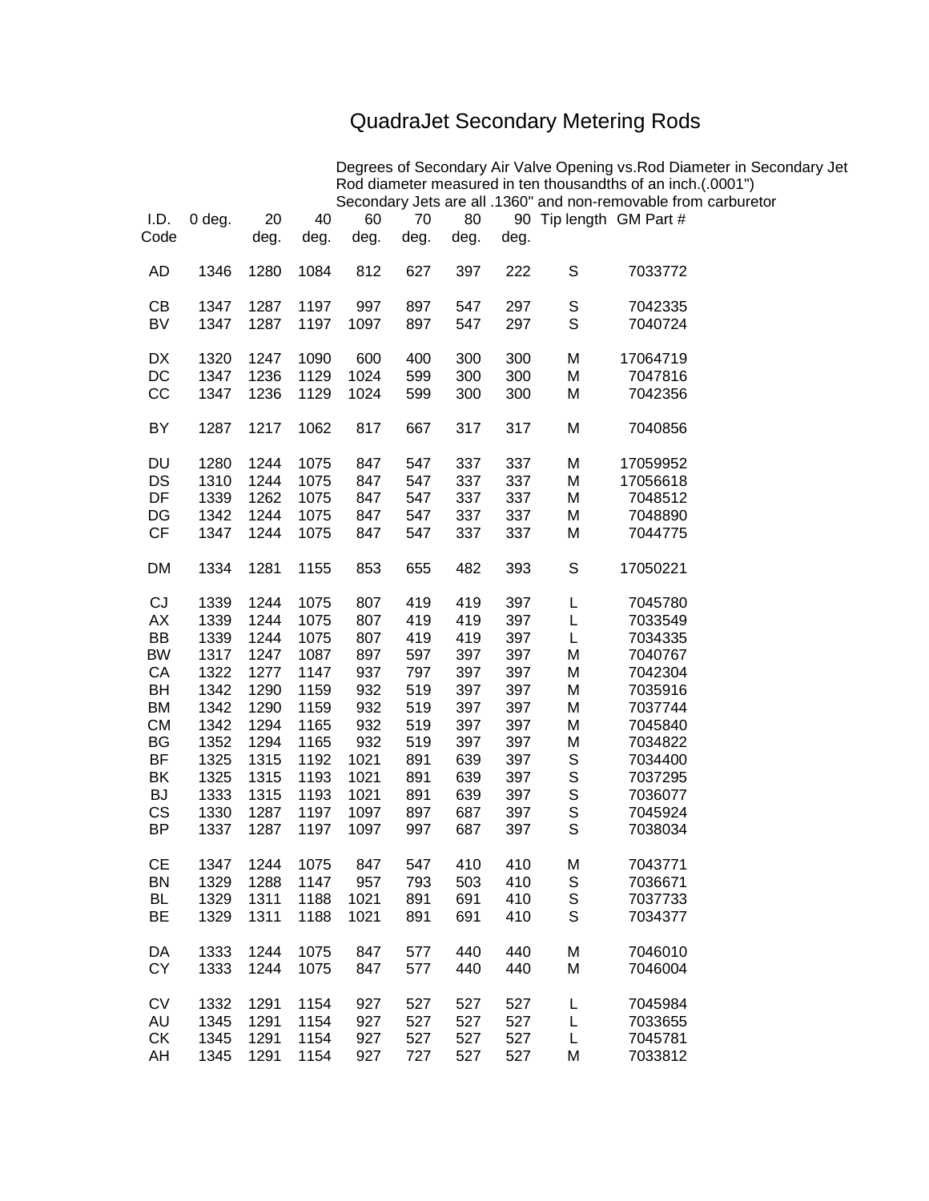# QuadraJet Secondary Metering Rods

Degrees of Secondary Air Valve Opening vs.Rod Diameter in Secondary Jet
Rod diameter measured in ten thousandths of an inch.(.0001")
Secondary Jets are all .1360" and non-removable from carburetor

| I.D. Code | 0 deg. | 20 deg. | 40 deg. | 60 deg. | 70 deg. | 80 deg. | 90 deg. | Tip length | GM Part # |
|---|---|---|---|---|---|---|---|---|---|
| AD | 1346 | 1280 | 1084 | 812 | 627 | 397 | 222 | S | 7033772 |
| | | | | | | | | | |
| CB | 1347 | 1287 | 1197 | 997 | 897 | 547 | 297 | S | 7042335 |
| BV | 1347 | 1287 | 1197 | 1097 | 897 | 547 | 297 | S | 7040724 |
| | | | | | | | | | |
| DX | 1320 | 1247 | 1090 | 600 | 400 | 300 | 300 | M | 17064719 |
| DC | 1347 | 1236 | 1129 | 1024 | 599 | 300 | 300 | M | 7047816 |
| CC | 1347 | 1236 | 1129 | 1024 | 599 | 300 | 300 | M | 7042356 |
| | | | | | | | | | |
| BY | 1287 | 1217 | 1062 | 817 | 667 | 317 | 317 | M | 7040856 |
| | | | | | | | | | |
| DU | 1280 | 1244 | 1075 | 847 | 547 | 337 | 337 | M | 17059952 |
| DS | 1310 | 1244 | 1075 | 847 | 547 | 337 | 337 | M | 17056618 |
| DF | 1339 | 1262 | 1075 | 847 | 547 | 337 | 337 | M | 7048512 |
| DG | 1342 | 1244 | 1075 | 847 | 547 | 337 | 337 | M | 7048890 |
| CF | 1347 | 1244 | 1075 | 847 | 547 | 337 | 337 | M | 7044775 |
| | | | | | | | | | |
| DM | 1334 | 1281 | 1155 | 853 | 655 | 482 | 393 | S | 17050221 |
| | | | | | | | | | |
| CJ | 1339 | 1244 | 1075 | 807 | 419 | 419 | 397 | L | 7045780 |
| AX | 1339 | 1244 | 1075 | 807 | 419 | 419 | 397 | L | 7033549 |
| BB | 1339 | 1244 | 1075 | 807 | 419 | 419 | 397 | L | 7034335 |
| BW | 1317 | 1247 | 1087 | 897 | 597 | 397 | 397 | M | 7040767 |
| CA | 1322 | 1277 | 1147 | 937 | 797 | 397 | 397 | M | 7042304 |
| BH | 1342 | 1290 | 1159 | 932 | 519 | 397 | 397 | M | 7035916 |
| BM | 1342 | 1290 | 1159 | 932 | 519 | 397 | 397 | M | 7037744 |
| CM | 1342 | 1294 | 1165 | 932 | 519 | 397 | 397 | M | 7045840 |
| BG | 1352 | 1294 | 1165 | 932 | 519 | 397 | 397 | M | 7034822 |
| BF | 1325 | 1315 | 1192 | 1021 | 891 | 639 | 397 | S | 7034400 |
| BK | 1325 | 1315 | 1193 | 1021 | 891 | 639 | 397 | S | 7037295 |
| BJ | 1333 | 1315 | 1193 | 1021 | 891 | 639 | 397 | S | 7036077 |
| CS | 1330 | 1287 | 1197 | 1097 | 897 | 687 | 397 | S | 7045924 |
| BP | 1337 | 1287 | 1197 | 1097 | 997 | 687 | 397 | S | 7038034 |
| | | | | | | | | | |
| CE | 1347 | 1244 | 1075 | 847 | 547 | 410 | 410 | M | 7043771 |
| BN | 1329 | 1288 | 1147 | 957 | 793 | 503 | 410 | S | 7036671 |
| BL | 1329 | 1311 | 1188 | 1021 | 891 | 691 | 410 | S | 7037733 |
| BE | 1329 | 1311 | 1188 | 1021 | 891 | 691 | 410 | S | 7034377 |
| | | | | | | | | | |
| DA | 1333 | 1244 | 1075 | 847 | 577 | 440 | 440 | M | 7046010 |
| CY | 1333 | 1244 | 1075 | 847 | 577 | 440 | 440 | M | 7046004 |
| | | | | | | | | | |
| CV | 1332 | 1291 | 1154 | 927 | 527 | 527 | 527 | L | 7045984 |
| AU | 1345 | 1291 | 1154 | 927 | 527 | 527 | 527 | L | 7033655 |
| CK | 1345 | 1291 | 1154 | 927 | 527 | 527 | 527 | L | 7045781 |
| AH | 1345 | 1291 | 1154 | 927 | 727 | 527 | 527 | M | 7033812 |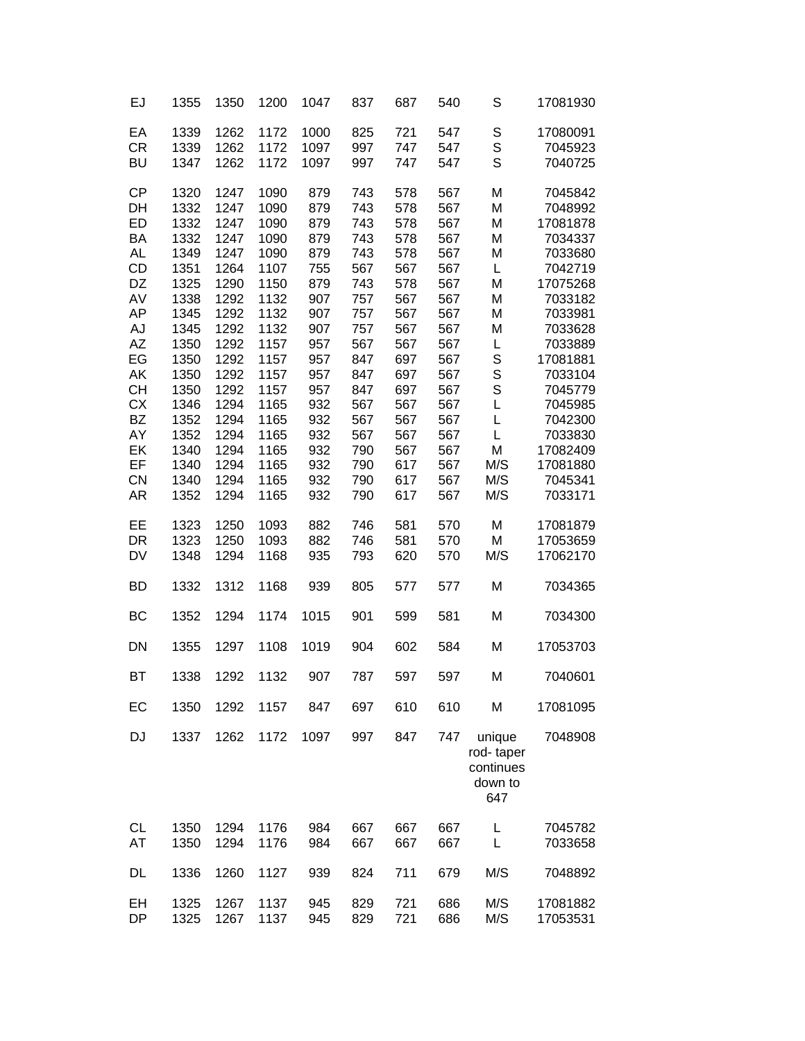| | | | | | | | | | |
|---|---|---|---|---|---|---|---|---|---|
| EJ | 1355 | 1350 | 1200 | 1047 | 837 | 687 | 540 | S | 17081930 |
| | | | | | | | | | |
| EA | 1339 | 1262 | 1172 | 1000 | 825 | 721 | 547 | S | 17080091 |
| CR | 1339 | 1262 | 1172 | 1097 | 997 | 747 | 547 | S | 7045923 |
| BU | 1347 | 1262 | 1172 | 1097 | 997 | 747 | 547 | S | 7040725 |
| | | | | | | | | | |
| CP | 1320 | 1247 | 1090 | 879 | 743 | 578 | 567 | M | 7045842 |
| DH | 1332 | 1247 | 1090 | 879 | 743 | 578 | 567 | M | 7048992 |
| ED | 1332 | 1247 | 1090 | 879 | 743 | 578 | 567 | M | 17081878 |
| BA | 1332 | 1247 | 1090 | 879 | 743 | 578 | 567 | M | 7034337 |
| AL | 1349 | 1247 | 1090 | 879 | 743 | 578 | 567 | M | 7033680 |
| CD | 1351 | 1264 | 1107 | 755 | 567 | 567 | 567 | L | 7042719 |
| DZ | 1325 | 1290 | 1150 | 879 | 743 | 578 | 567 | M | 17075268 |
| AV | 1338 | 1292 | 1132 | 907 | 757 | 567 | 567 | M | 7033182 |
| AP | 1345 | 1292 | 1132 | 907 | 757 | 567 | 567 | M | 7033981 |
| AJ | 1345 | 1292 | 1132 | 907 | 757 | 567 | 567 | M | 7033628 |
| AZ | 1350 | 1292 | 1157 | 957 | 567 | 567 | 567 | L | 7033889 |
| EG | 1350 | 1292 | 1157 | 957 | 847 | 697 | 567 | S | 17081881 |
| AK | 1350 | 1292 | 1157 | 957 | 847 | 697 | 567 | S | 7033104 |
| CH | 1350 | 1292 | 1157 | 957 | 847 | 697 | 567 | S | 7045779 |
| CX | 1346 | 1294 | 1165 | 932 | 567 | 567 | 567 | L | 7045985 |
| BZ | 1352 | 1294 | 1165 | 932 | 567 | 567 | 567 | L | 7042300 |
| AY | 1352 | 1294 | 1165 | 932 | 567 | 567 | 567 | L | 7033830 |
| EK | 1340 | 1294 | 1165 | 932 | 790 | 567 | 567 | M | 17082409 |
| EF | 1340 | 1294 | 1165 | 932 | 790 | 617 | 567 | M/S | 17081880 |
| CN | 1340 | 1294 | 1165 | 932 | 790 | 617 | 567 | M/S | 7045341 |
| AR | 1352 | 1294 | 1165 | 932 | 790 | 617 | 567 | M/S | 7033171 |
| | | | | | | | | | |
| EE | 1323 | 1250 | 1093 | 882 | 746 | 581 | 570 | M | 17081879 |
| DR | 1323 | 1250 | 1093 | 882 | 746 | 581 | 570 | M | 17053659 |
| DV | 1348 | 1294 | 1168 | 935 | 793 | 620 | 570 | M/S | 17062170 |
| | | | | | | | | | |
| BD | 1332 | 1312 | 1168 | 939 | 805 | 577 | 577 | M | 7034365 |
| | | | | | | | | | |
| BC | 1352 | 1294 | 1174 | 1015 | 901 | 599 | 581 | M | 7034300 |
| | | | | | | | | | |
| DN | 1355 | 1297 | 1108 | 1019 | 904 | 602 | 584 | M | 17053703 |
| | | | | | | | | | |
| BT | 1338 | 1292 | 1132 | 907 | 787 | 597 | 597 | M | 7040601 |
| | | | | | | | | | |
| EC | 1350 | 1292 | 1157 | 847 | 697 | 610 | 610 | M | 17081095 |
| | | | | | | | | | |
| DJ | 1337 | 1262 | 1172 | 1097 | 997 | 847 | 747 | unique rod- taper continues down to 647 | 7048908 |
| | | | | | | | | | |
| CL | 1350 | 1294 | 1176 | 984 | 667 | 667 | 667 | L | 7045782 |
| AT | 1350 | 1294 | 1176 | 984 | 667 | 667 | 667 | L | 7033658 |
| | | | | | | | | | |
| DL | 1336 | 1260 | 1127 | 939 | 824 | 711 | 679 | M/S | 7048892 |
| | | | | | | | | | |
| EH | 1325 | 1267 | 1137 | 945 | 829 | 721 | 686 | M/S | 17081882 |
| DP | 1325 | 1267 | 1137 | 945 | 829 | 721 | 686 | M/S | 17053531 |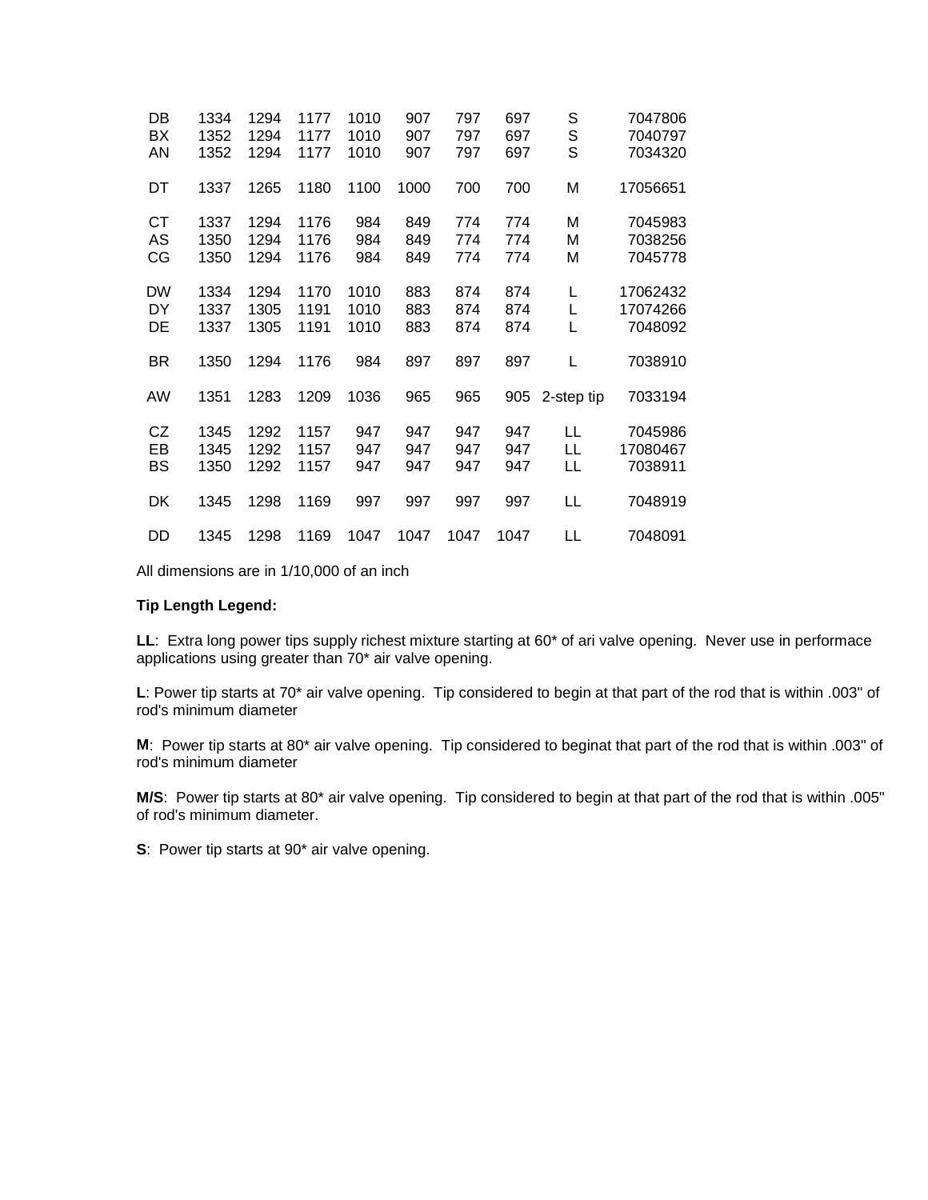| | | | | | | | | | |
|---|---|---|---|---|---|---|---|---|---|
| DB | 1334 | 1294 | 1177 | 1010 | 907 | 797 | 697 | S | 7047806 |
| BX | 1352 | 1294 | 1177 | 1010 | 907 | 797 | 697 | S | 7040797 |
| AN | 1352 | 1294 | 1177 | 1010 | 907 | 797 | 697 | S | 7034320 |
| | | | | | | | | | |
| DT | 1337 | 1265 | 1180 | 1100 | 1000 | 700 | 700 | M | 17056651 |
| | | | | | | | | | |
| CT | 1337 | 1294 | 1176 | 984 | 849 | 774 | 774 | M | 7045983 |
| AS | 1350 | 1294 | 1176 | 984 | 849 | 774 | 774 | M | 7038256 |
| CG | 1350 | 1294 | 1176 | 984 | 849 | 774 | 774 | M | 7045778 |
| | | | | | | | | | |
| DW | 1334 | 1294 | 1170 | 1010 | 883 | 874 | 874 | L | 17062432 |
| DY | 1337 | 1305 | 1191 | 1010 | 883 | 874 | 874 | L | 17074266 |
| DE | 1337 | 1305 | 1191 | 1010 | 883 | 874 | 874 | L | 7048092 |
| | | | | | | | | | |
| BR | 1350 | 1294 | 1176 | 984 | 897 | 897 | 897 | L | 7038910 |
| | | | | | | | | | |
| AW | 1351 | 1283 | 1209 | 1036 | 965 | 965 | 905 | 2-step tip | 7033194 |
| | | | | | | | | | |
| CZ | 1345 | 1292 | 1157 | 947 | 947 | 947 | 947 | LL | 7045986 |
| EB | 1345 | 1292 | 1157 | 947 | 947 | 947 | 947 | LL | 17080467 |
| BS | 1350 | 1292 | 1157 | 947 | 947 | 947 | 947 | LL | 7038911 |
| | | | | | | | | | |
| DK | 1345 | 1298 | 1169 | 997 | 997 | 997 | 997 | LL | 7048919 |
| | | | | | | | | | |
| DD | 1345 | 1298 | 1169 | 1047 | 1047 | 1047 | 1047 | LL | 7048091 |

All dimensions are in 1/10,000 of an inch

**Tip Length Legend:**

**LL**: Extra long power tips supply richest mixture starting at 60* of ari valve opening. Never use in performace applications using greater than 70* air valve opening.

**L**: Power tip starts at 70* air valve opening. Tip considered to begin at that part of the rod that is within .003" of rod's minimum diameter

**M**: Power tip starts at 80* air valve opening. Tip considered to beginat that part of the rod that is within .003" of rod's minimum diameter

**M/S**: Power tip starts at 80* air valve opening. Tip considered to begin at that part of the rod that is within .005" of rod's minimum diameter.

**S**: Power tip starts at 90* air valve opening.